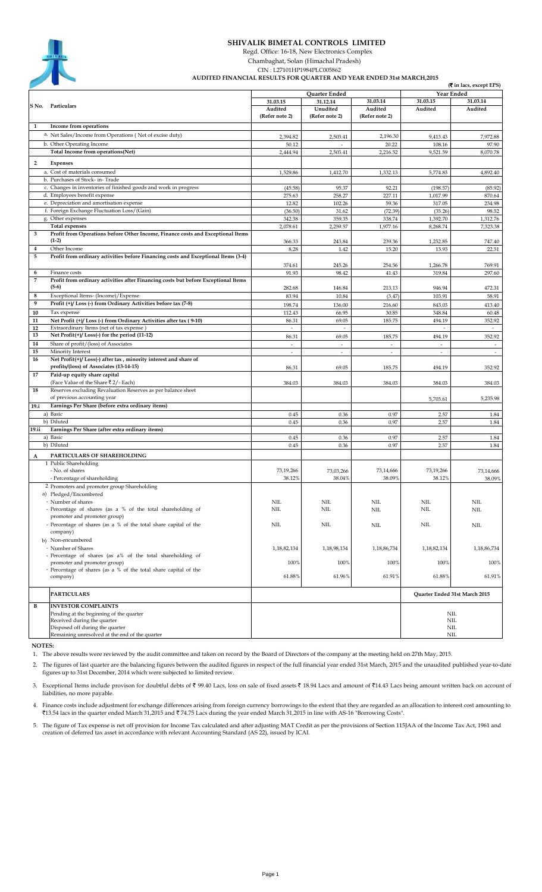# SHIVALIK BIMETAL CONTROLS LIMITED

Regd. Office: 16-18, New Electronics Complex

Chambaghat, Solan (Himachal Pradesh)

CIN : L27101HP1984PLC005862

**AUDITED FINANCIAL RESULTS FOR QUARTER AND YEAR ENDED 31st MARCH,2015**

(₹ in lacs, except EPS)

| S No. | Particulars | Quarter Ended | | | Year Ended | |
|---|---|---|---|---|---|---|
| | | 31.03.15 | 31.12.14 | 31.03.14 | 31.03.15 | 31.03.14 |
| | | Audited (Refer note 2) | Unudited (Refer note 2) | Audited (Refer note 2) | Audited | Audited |
| **1** | **Income from operations** | | | | | |
| | a. Net Sales/Income from Operations ( Net of excise duty) | 2,394.82 | 2,503.41 | 2,196.30 | 9,413.43 | 7,972.88 |
| | b. Other Operating Income | 50.12 | - | 20.22 | 108.16 | 97.90 |
| | **Total Income from operations(Net)** | 2,444.94 | 2,503.41 | 2,216.52 | 9,521.59 | 8,070.78 |
| **2** | **Expenses** | | | | | |
| | a. Cost of materials consumed | 1,529.86 | 1,412.70 | 1,332.13 | 5,774.83 | 4,892.40 |
| | b. Purchases of Stock- in- Trade | | | | | |
| | c. Changes in inventories of finished goods and work in progress | (45.58) | 95.37 | 92.21 | (198.57) | (85.92) |
| | d. Employees benefit expense | 275.63 | 258.27 | 227.11 | 1,017.99 | 870.64 |
| | e. Depreciation and amortisation expense | 12.82 | 102.26 | 59.36 | 317.05 | 234.98 |
| | f. Foreign Exchange Fluctuation Loss/(Gain) | (36.50) | 31.62 | (72.39) | (35.26) | 98.52 |
| | g. Other expenses | 342.38 | 359.35 | 338.74 | 1,392.70 | 1,312.76 |
| | **Total expenses** | 2,078.61 | 2,259.57 | 1,977.16 | 8,268.74 | 7,323.38 |
| **3** | **Profit from Operations before Other Income, Finance costs and Exceptional Items (1-2)** | 366.33 | 243.84 | 239.36 | 1,252.85 | 747.40 |
| **4** | Other Income | 8.28 | 1.42 | 15.20 | 13.93 | 22.51 |
| **5** | **Profit from ordinary activities before Financing costs and Exceptional Items (3-4)** | 374.61 | 245.26 | 254.56 | 1,266.78 | 769.91 |
| **6** | Finance costs | 91.93 | 98.42 | 41.43 | 319.84 | 297.60 |
| **7** | **Profit from ordinary activities after Financing costs but before Exceptional Items (5-6)** | 282.68 | 146.84 | 213.13 | 946.94 | 472.31 |
| **8** | Exceptional Items- (Income)/Expense | 83.94 | 10.84 | (3.47) | 103.91 | 58.91 |
| **9** | **Profit (+)/ Loss (-) from Ordinary Activities before tax (7-8)** | 198.74 | 136.00 | 216.60 | 843.03 | 413.40 |
| **10** | Tax expense | 112.43 | 66.95 | 30.85 | 348.84 | 60.48 |
| **11** | **Net Profit (+)/ Loss (-) from Ordinary Activities after tax ( 9-10)** | 86.31 | 69.05 | 185.75 | 494.19 | 352.92 |
| **12** | Extraordinary Items (net of tax expense ) | - | - | | - | - |
| **13** | **Net Profit(+)/ Loss(-) for the period (11-12)** | 86.31 | 69.05 | 185.75 | 494.19 | 352.92 |
| **14** | Share of profit/(loss) of Associates | - | - | - | - | - |
| **15** | Minority Interest | - | - | - | - | - |
| **16** | **Net Profit(+)/ Loss(-) after tax , minority interest and share of profits/(loss) of Associates (13-14-15)** | 86.31 | 69.05 | 185.75 | 494.19 | 352.92 |
| **17** | **Paid-up equity share capital** (Face Value of the Share ₹ 2/- Each) | 384.03 | 384.03 | 384.03 | 384.03 | 384.03 |
| **18** | Reserves excluding Revaluation Reserves as per balance sheet of previous accounting year | | | | 5,703.61 | 5,235.98 |
| **19.i** | **Earnings Per Share (before extra ordinary items)** | | | | | |
| | a) Basic | 0.45 | 0.36 | 0.97 | 2.57 | 1.84 |
| | b) Diluted | 0.45 | 0.36 | 0.97 | 2.57 | 1.84 |
| **19.ii** | **Earnings Per Share (after extra ordinary items)** | | | | | |
| | a) Basic | 0.45 | 0.36 | 0.97 | 2.57 | 1.84 |
| | b) Diluted | 0.45 | 0.36 | 0.97 | 2.57 | 1.84 |
| **A** | **PARTICULARS OF SHAREHOLDING** | | | | | |
| | 1 Public Shareholding | | | | | |
| | - No. of shares | 73,19,266 | 73,03,266 | 73,14,666 | 73,19,266 | 73,14,666 |
| | - Percentage of shareholding | 38.12% | 38.04% | 38.09% | 38.12% | 38.09% |
| | 2 Promoters and promoter group Shareholding | | | | | |
| | a) Pledged/Encumbered | | | | | |
| | - Number of shares | NIL | NIL | NIL | NIL | NIL |
| | - Percentage of shares (as a % of the total shareholding of promoter and promoter group) | NIL | NIL | NIL | NIL | NIL |
| | - Percentage of shares (as a % of the total share capital of the company) | NIL | NIL | NIL | NIL | NIL |
| | b) Non-encumbered | | | | | |
| | - Number of Shares | 1,18,82,134 | 1,18,98,134 | 1,18,86,734 | 1,18,82,134 | 1,18,86,734 |
| | - Percentage of shares (as a% of the total shareholding of promoter and promoter group) | 100% | 100% | 100% | 100% | 100% |
| | - Percentage of shares (as a % of the total share capital of the company) | 61.88% | 61.96% | 61.91% | 61.88% | 61.91% |

| | **PARTICULARS** | **Quarter Ended 31st March 2015** |
|---|---|---|
| **B** | **INVESTOR COMPLAINTS** | |
| | Pending at the beginning of the quarter | NIL |
| | Received during the quarter | NIL |
| | Disposed off during the quarter | NIL |
| | Remaining unresolved at the end of the quarter | NIL |

**NOTES:**

1. The above results were reviewed by the audit committee and taken on record by the Board of Directors of the company at the meeting held on 27th May, 2015.

2. The figures of last quarter are the balancing figures between the audited figures in respect of the full financial year ended 31st March, 2015 and the unaudited published year-to-date figures up to 31st December, 2014 which were subjected to limited review.

3. Exceptional Items include provison for doubtful debts of ₹ 99.40 Lacs, loss on sale of fixed assets ₹ 18.94 Lacs and amount of ₹14.43 Lacs being amount written back on account of liabilities, no more payable.

4. Finance costs include adjustment for exchange differences arising from foreign currency borrowings to the extent that they are regarded as an allocation to interest cost amounting to ₹13.54 lacs in the quarter ended March 31,2015 and ₹ 74.75 Lacs during the year ended March 31,2015 in line with AS-16 "Borrowing Costs".

5. The figure of Tax expense is net off provision for Income Tax calculated and after adjusting MAT Credit as per the provisions of Section 115JAA of the Income Tax Act, 1961 and creation of deferred tax asset in accordance with relevant Accounting Standard (AS 22), issued by ICAI.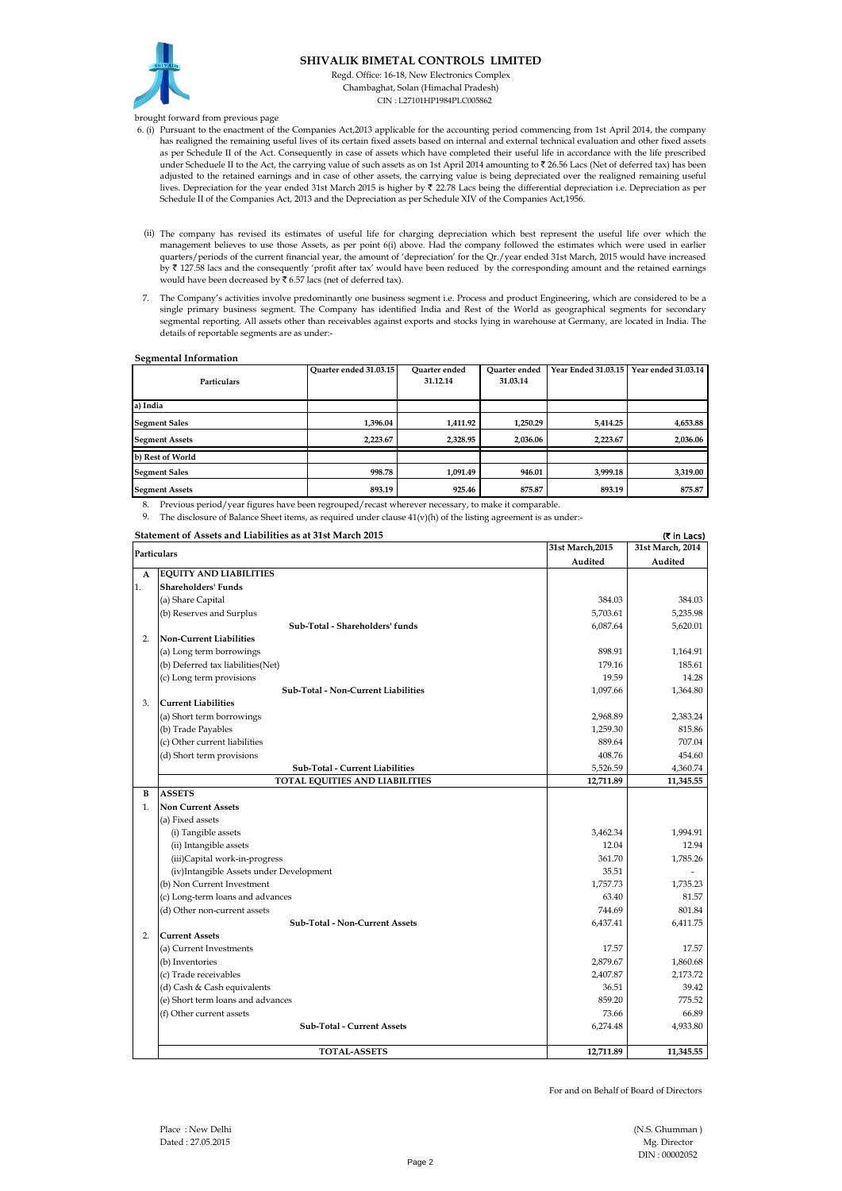# SHIVALIK BIMETAL CONTROLS LIMITED

Regd. Office: 16-18, New Electronics Complex
Chambaghat, Solan (Himachal Pradesh)
CIN : L27101HP1984PLC005862

brought forward from previous page

6. (i) Pursuant to the enactment of the Companies Act,2013 applicable for the accounting period commencing from 1st April 2014, the company has realigned the remaining useful lives of its certain fixed assets based on internal and external technical evaluation and other fixed assets as per Schedule II of the Act. Consequently in case of assets which have completed their useful life in accordance with the life prescribed under Scheduele II to the Act, the carrying value of such assets as on 1st April 2014 amounting to ₹ 26.56 Lacs (Net of deferred tax) has been adjusted to the retained earnings and in case of other assets, the carrying value is being depreciated over the realigned remaining useful lives. Depreciation for the year ended 31st March 2015 is higher by ₹ 22.78 Lacs being the differential depreciation i.e. Depreciation as per Schedule II of the Companies Act, 2013 and the Depreciation as per Schedule XIV of the Companies Act,1956.

   (ii) The company has revised its estimates of useful life for charging depreciation which best represent the useful life over which the management believes to use those Assets, as per point 6(i) above. Had the company followed the estimates which were used in earlier quarters/periods of the current financial year, the amount of 'depreciation' for the Qr./year ended 31st March, 2015 would have increased by ₹ 127.58 lacs and the consequently 'profit after tax' would have been reduced by the corresponding amount and the retained earnings would have been decreased by ₹ 6.57 lacs (net of deferred tax).

7. The Company's activities involve predominantly one business segment i.e. Process and product Engineering, which are considered to be a single primary business segment. The Company has identified India and Rest of the World as geographical segments for secondary segmental reporting. All assets other than receivables against exports and stocks lying in warehouse at Germany, are located in India. The details of reportable segments are as under:-

**Segmental Information**

| Particulars | Quarter ended 31.03.15 | Quarter ended 31.12.14 | Quarter ended 31.03.14 | Year Ended 31.03.15 | Year ended 31.03.14 |
|---|---|---|---|---|---|
| a) India | | | | | |
| Segment Sales | 1,396.04 | 1,411.92 | 1,250.29 | 5,414.25 | 4,653.88 |
| Segment Assets | 2,223.67 | 2,328.95 | 2,036.06 | 2,223.67 | 2,036.06 |
| b) Rest of World | | | | | |
| Segment Sales | 998.78 | 1,091.49 | 946.01 | 3,999.18 | 3,319.00 |
| Segment Assets | 893.19 | 925.46 | 875.87 | 893.19 | 875.87 |

8. Previous period/year figures have been regrouped/recast wherever necessary, to make it comparable.
9. The disclosure of Balance Sheet items, as required under clause 41(v)(h) of the listing agreement is as under:-

**Statement of Assets and Liabilities as at 31st March 2015** (₹ in Lacs)

| | Particulars | 31st March,2015 Audited | 31st March, 2014 Audited |
|---|---|---|---|
| **A** | **EQUITY AND LIABILITIES** | | |
| 1. | **Shareholders' Funds** | | |
| | (a) Share Capital | 384.03 | 384.03 |
| | (b) Reserves and Surplus | 5,703.61 | 5,235.98 |
| | **Sub-Total - Shareholders' funds** | 6,087.64 | 5,620.01 |
| 2. | **Non-Current Liabilities** | | |
| | (a) Long term borrowings | 898.91 | 1,164.91 |
| | (b) Deferred tax liabilities(Net) | 179.16 | 185.61 |
| | (c) Long term provisions | 19.59 | 14.28 |
| | **Sub-Total - Non-Current Liabilities** | 1,097.66 | 1,364.80 |
| 3. | **Current Liabilities** | | |
| | (a) Short term borrowings | 2,968.89 | 2,383.24 |
| | (b) Trade Payables | 1,259.30 | 815.86 |
| | (c) Other current liabilities | 889.64 | 707.04 |
| | (d) Short term provisions | 408.76 | 454.60 |
| | **Sub-Total - Current Liabilities** | 5,526.59 | 4,360.74 |
| | **TOTAL EQUITIES AND LIABILITIES** | **12,711.89** | **11,345.55** |
| **B** | **ASSETS** | | |
| 1. | **Non Current Assets** | | |
| | (a) Fixed assets | | |
| | (i) Tangible assets | 3,462.34 | 1,994.91 |
| | (ii) Intangible assets | 12.04 | 12.94 |
| | (iii)Capital work-in-progress | 361.70 | 1,785.26 |
| | (iv)Intangible Assets under Development | 35.51 | - |
| | (b) Non Current Investment | 1,757.73 | 1,735.23 |
| | (c) Long-term loans and advances | 63.40 | 81.57 |
| | (d) Other non-current assets | 744.69 | 801.84 |
| | **Sub-Total - Non-Current Assets** | 6,437.41 | 6,411.75 |
| 2. | **Current Assets** | | |
| | (a) Current Investments | 17.57 | 17.57 |
| | (b) Inventories | 2,879.67 | 1,860.68 |
| | (c) Trade receivables | 2,407.87 | 2,173.72 |
| | (d) Cash & Cash equivalents | 36.51 | 39.42 |
| | (e) Short term loans and advances | 859.20 | 775.52 |
| | (f) Other current assets | 73.66 | 66.89 |
| | **Sub-Total - Current Assets** | 6,274.48 | 4,933.80 |
| | **TOTAL-ASSETS** | **12,711.89** | **11,345.55** |

For and on Behalf of Board of Directors

Place : New Delhi
Dated : 27.05.2015

(N.S. Ghumman )
Mg. Director
DIN : 00002052